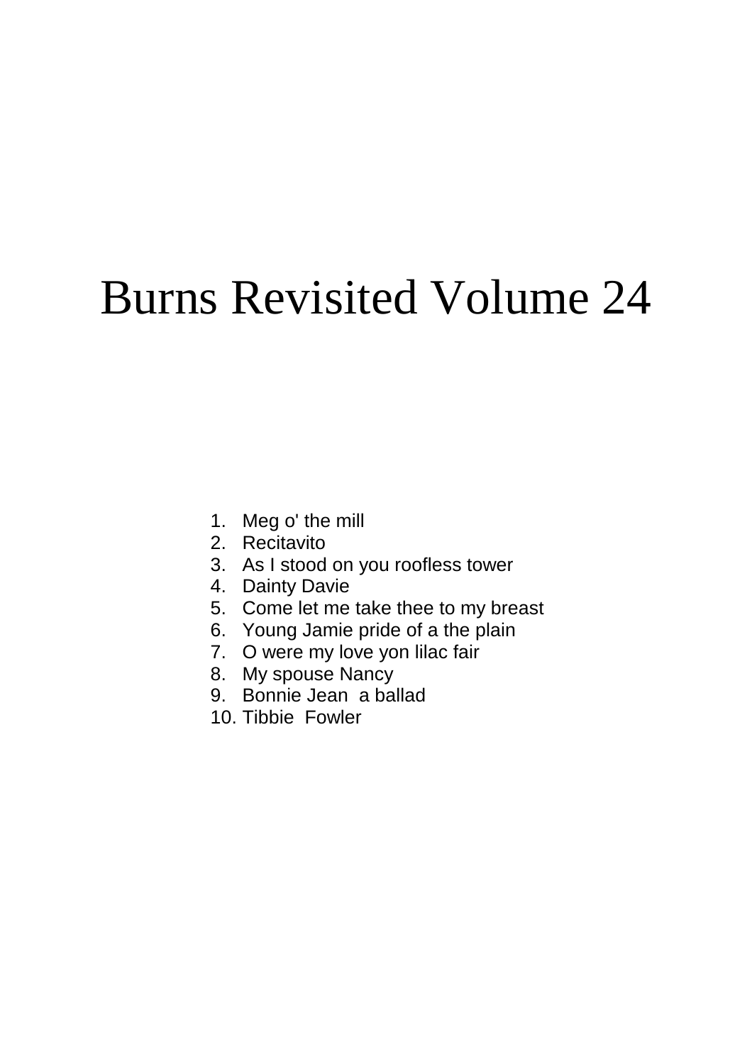# Burns Revisited Volume 24

1. Meg o' the mill
2. Recitavito
3. As I stood on you roofless tower
4. Dainty Davie
5. Come let me take thee to my breast
6. Young Jamie pride of a the plain
7. O were my love yon lilac fair
8. My spouse Nancy
9. Bonnie Jean  a ballad
10. Tibbie  Fowler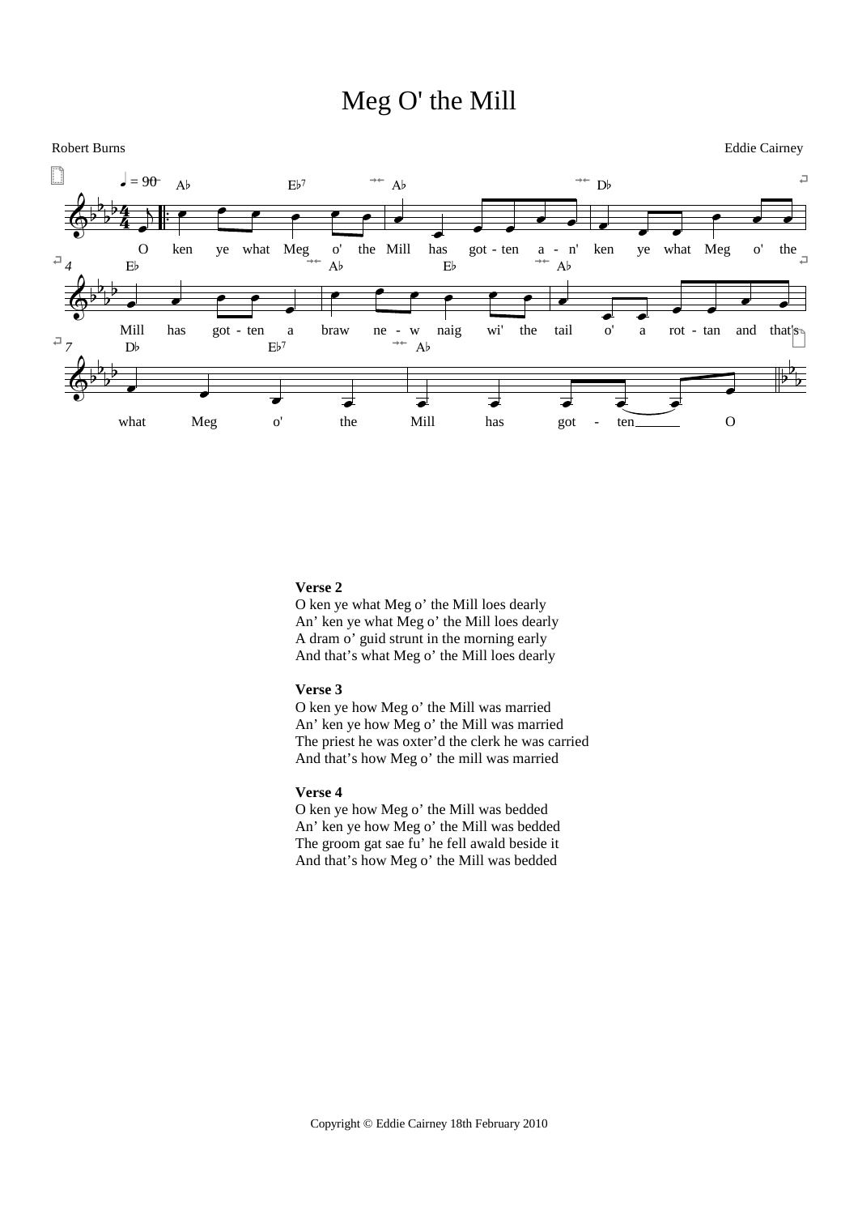# Meg O' the Mill

Robert Burns

Eddie Cairney

O ken ye what Meg o' the Mill has got-ten a-n' ken ye what Meg o' the Mill has got-ten a braw ne-w naig wi' the tail o' a rot-tan and that's what Meg o' the Mill has got-ten O

**Verse 2**
O ken ye what Meg o' the Mill loes dearly
An' ken ye what Meg o' the Mill loes dearly
A dram o' guid strunt in the morning early
And that's what Meg o' the Mill loes dearly

**Verse 3**
O ken ye how Meg o' the Mill was married
An' ken ye how Meg o' the Mill was married
The priest he was oxter'd the clerk he was carried
And that's how Meg o' the mill was married

**Verse 4**
O ken ye how Meg o' the Mill was bedded
An' ken ye how Meg o' the Mill was bedded
The groom gat sae fu' he fell awald beside it
And that's how Meg o' the Mill was bedded

Copyright © Eddie Cairney 18th February 2010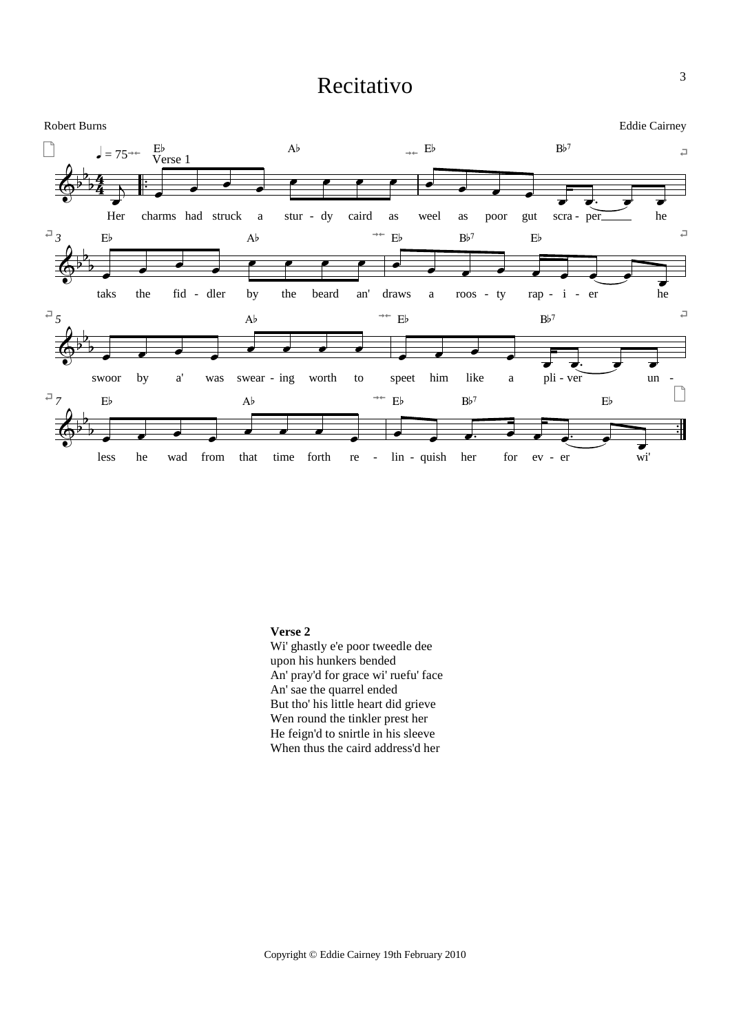# Recitativo

Robert Burns

Eddie Cairney

Verse 1

Her charms had struck a sturdy caird as weel as poor gut scraper he taks the fiddler by the beard an' draws a roosty rapier he swoor by a' was swearing worth to speet him like a pliver unless he wad from that time forth relinquish her for ever wi'

**Verse 2**
Wi' ghastly e'e poor tweedle dee
upon his hunkers bended
An' pray'd for grace wi' ruefu' face
An' sae the quarrel ended
But tho' his little heart did grieve
Wen round the tinkler prest her
He feign'd to snirtle in his sleeve
When thus the caird address'd her

Copyright © Eddie Cairney 19th February 2010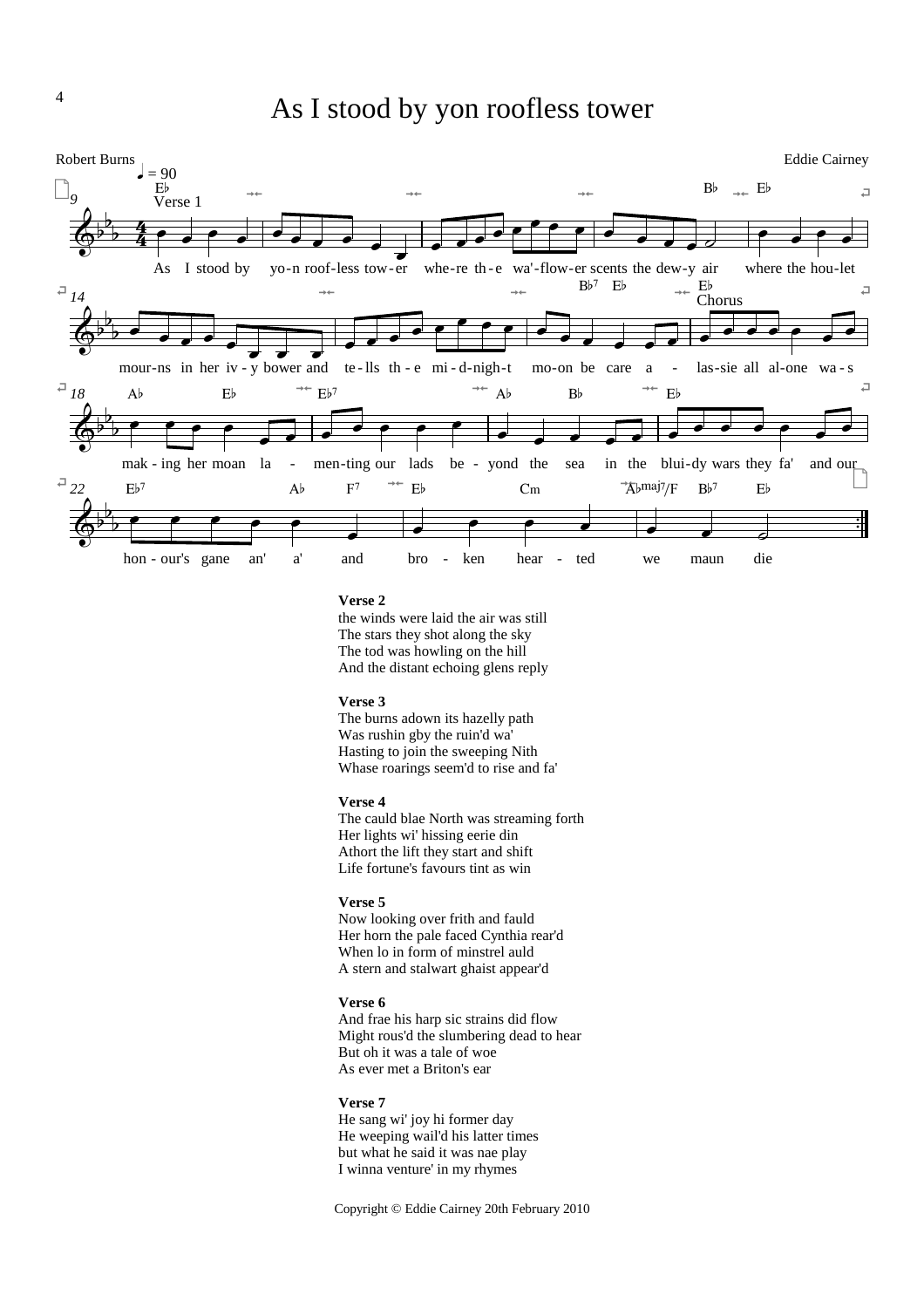# As I stood by yon roofless tower

Robert Burns

Eddie Cairney

♩ = 90

Verse 1

As I stood by yo-n roof-less tow-er whe-re th-e wa'-flow-er scents the dew-y air where the hou-let mour-ns in her iv-y bower and te-lls th-e mi-d-nigh-t mo-on be care a -

Chorus

las-sie all al-one wa-s mak-ing her moan la - men-ting our lads be-yond the sea in the blui-dy wars they fa' and our hon-our's gane an' a' and bro - ken hear - ted we maun die

**Verse 2**
the winds were laid the air was still
The stars they shot along the sky
The tod was howling on the hill
And the distant echoing glens reply

**Verse 3**
The burns adown its hazelly path
Was rushin gby the ruin'd wa'
Hasting to join the sweeping Nith
Whase roarings seem'd to rise and fa'

**Verse 4**
The cauld blae North was streaming forth
Her lights wi' hissing eerie din
Athort the lift they start and shift
Life fortune's favours tint as win

**Verse 5**
Now looking over frith and fauld
Her horn the pale faced Cynthia rear'd
When lo in form of minstrel auld
A stern and stalwart ghaist appear'd

**Verse 6**
And frae his harp sic strains did flow
Might rous'd the slumbering dead to hear
But oh it was a tale of woe
As ever met a Briton's ear

**Verse 7**
He sang wi' joy hi former day
He weeping wail'd his latter times
but what he said it was nae play
I winna venture' in my rhymes

Copyright © Eddie Cairney 20th February 2010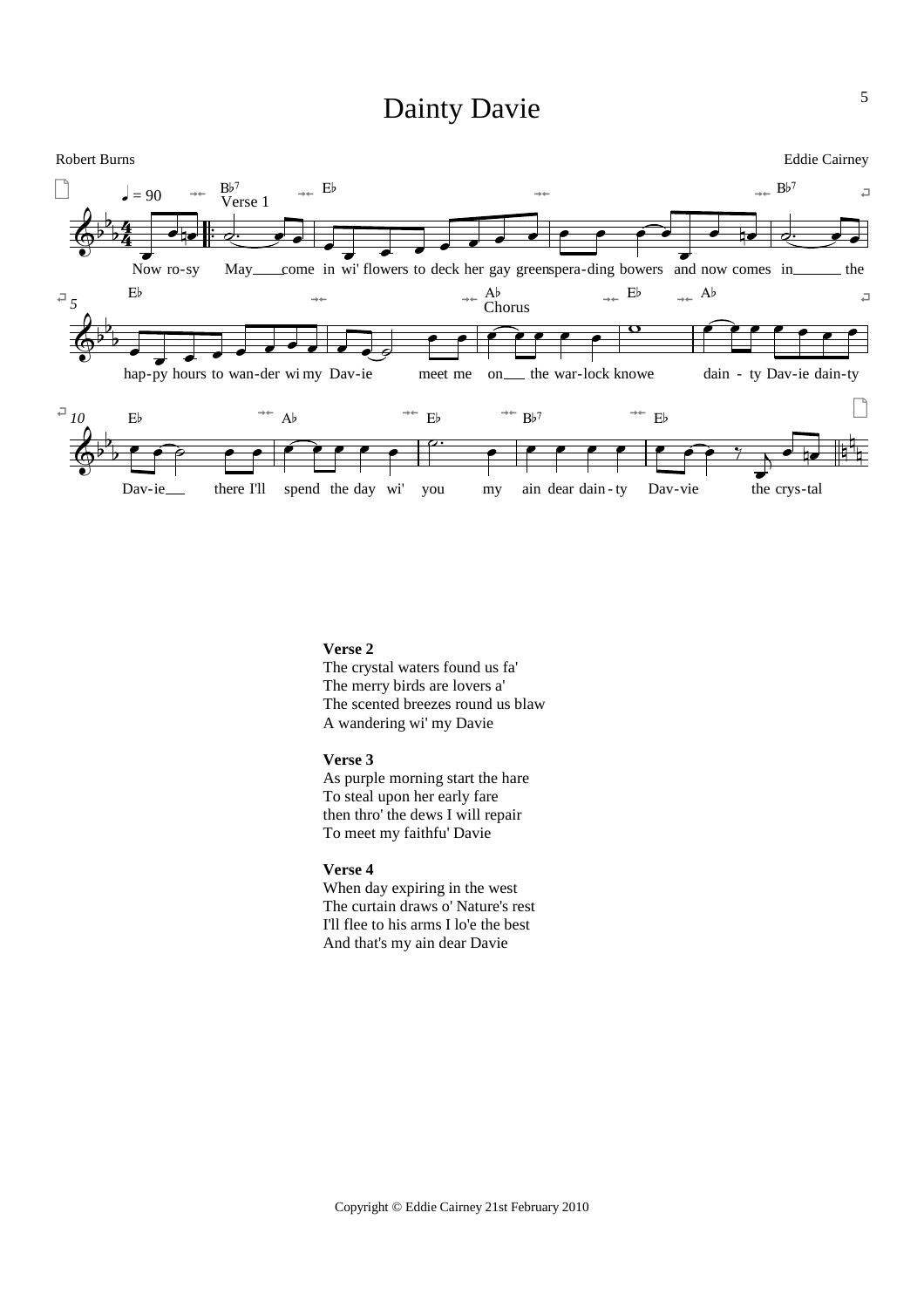# Dainty Davie

Robert Burns

Eddie Cairney

**Verse 2**
The crystal waters found us fa'
The merry birds are lovers a'
The scented breezes round us blaw
A wandering wi' my Davie

**Verse 3**
As purple morning start the hare
To steal upon her early fare
then thro' the dews I will repair
To meet my faithfu' Davie

**Verse 4**
When day expiring in the west
The curtain draws o' Nature's rest
I'll flee to his arms I lo'e the best
And that's my ain dear Davie

Copyright © Eddie Cairney 21st February 2010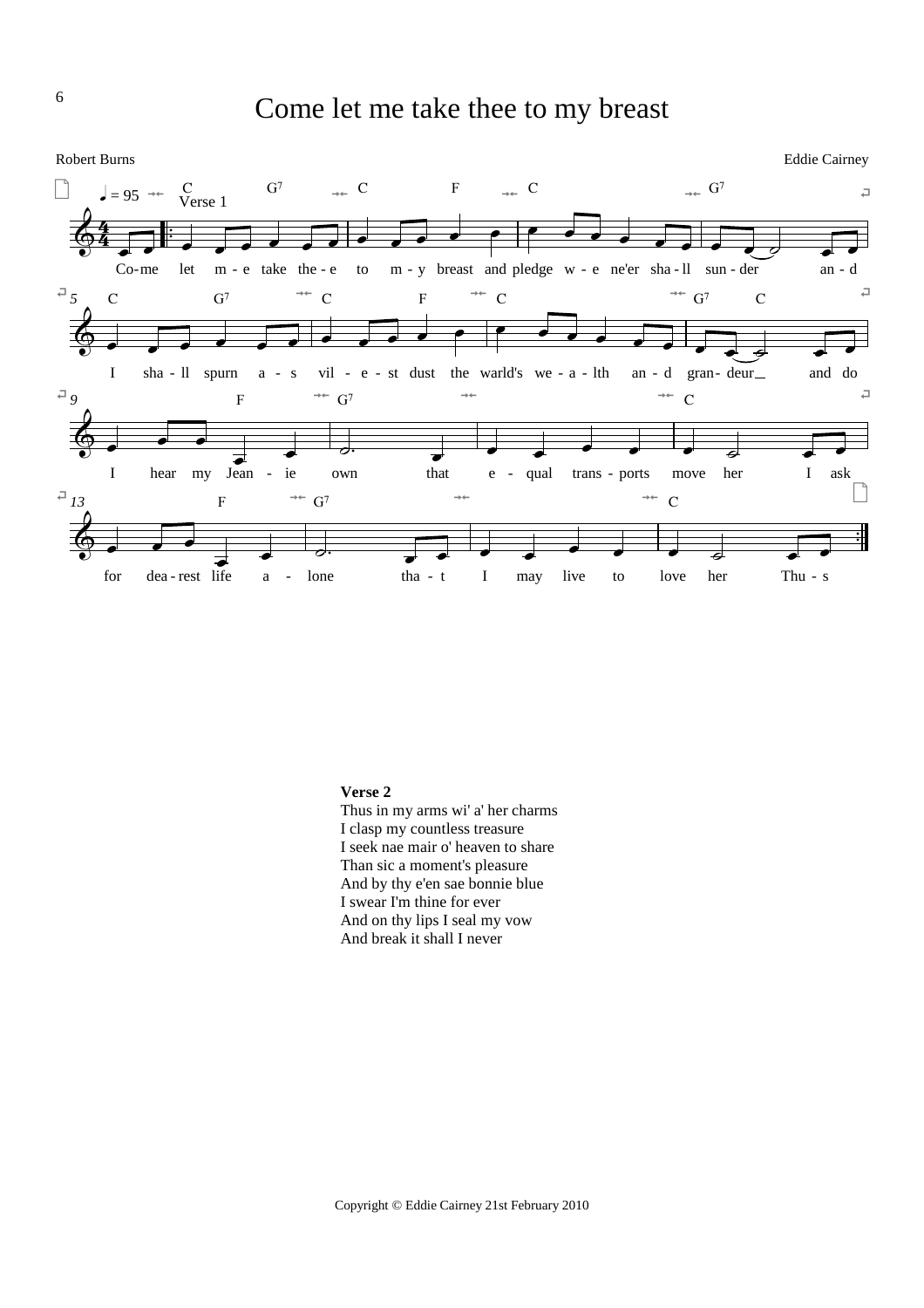# Come let me take thee to my breast

Robert Burns

Eddie Cairney

♩ = 95

Verse 1

C G7 C F C G7

Co-me let m-e take the-e to m-y breast and pledge w-e ne'er sha-ll sun-der an-d

C G7 C F C G7 C

I sha-ll spurn a-s vil-e-st dust the warld's we-a-lth an-d gran-deur and do

F G7 C

I hear my Jean-ie own that e-qual trans-ports move her I ask

F G7 C

for dea-rest life a-lone tha-t I may live to love her Thu-s

**Verse 2**

Thus in my arms wi' a' her charms
I clasp my countless treasure
I seek nae mair o' heaven to share
Than sic a moment's pleasure
And by thy e'en sae bonnie blue
I swear I'm thine for ever
And on thy lips I seal my vow
And break it shall I never

Copyright © Eddie Cairney 21st February 2010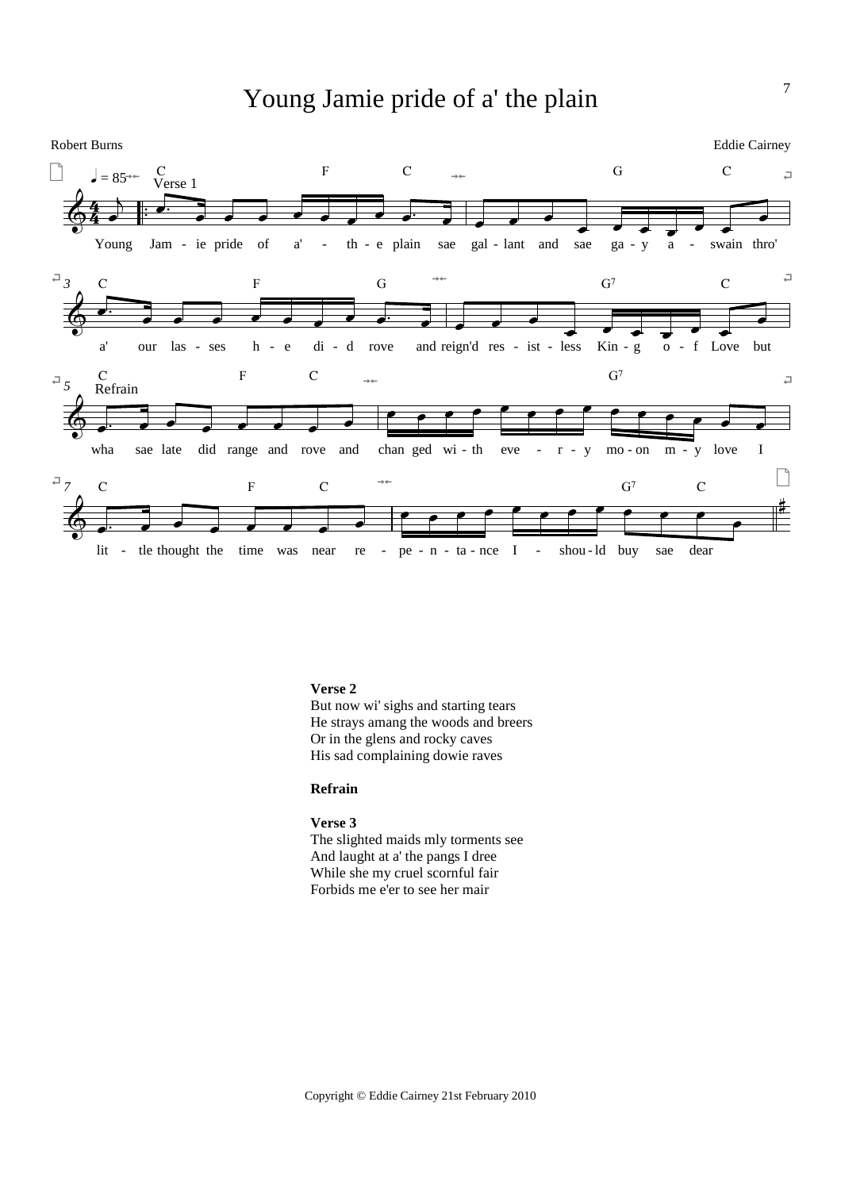# Young Jamie pride of a' the plain

Robert Burns

Eddie Cairney

**Verse 2**
But now wi' sighs and starting tears
He strays amang the woods and breers
Or in the glens and rocky caves
His sad complaining dowie raves

**Refrain**

**Verse 3**
The slighted maids mly torments see
And laught at a' the pangs I dree
While she my cruel scornful fair
Forbids me e'er to see her mair

Copyright © Eddie Cairney 21st February 2010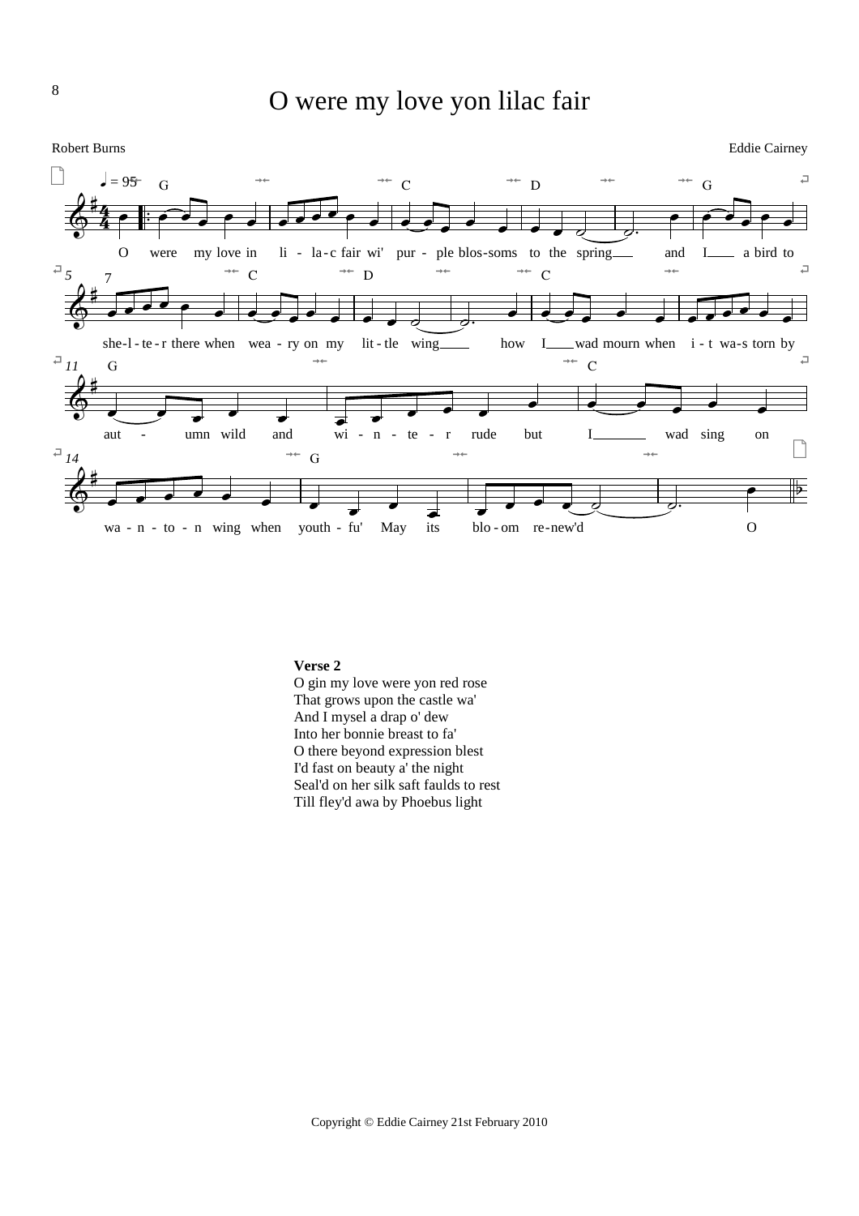# O were my love yon lilac fair

Robert Burns

Eddie Cairney

O were my love in li-lac fair wi' pur-ple blos-soms to the spring and I a bird to she-l-te-r there when wea-ry on my lit-tle wing how I wad mourn when i-t wa-s torn by aut-umn wild and wi-n-te-r rude but I wad sing on wa-n-to-n wing when youth-fu' May its blo-om re-new'd O

**Verse 2**
O gin my love were yon red rose
That grows upon the castle wa'
And I mysel a drap o' dew
Into her bonnie breast to fa'
O there beyond expression blest
I'd fast on beauty a' the night
Seal'd on her silk saft faulds to rest
Till fley'd awa by Phoebus light

Copyright © Eddie Cairney 21st February 2010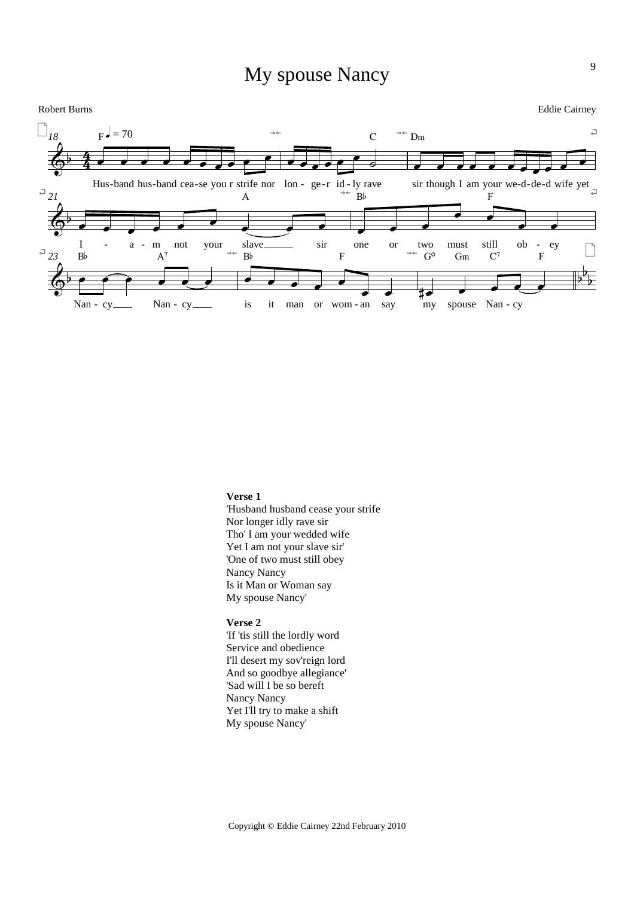# My spouse Nancy

Robert Burns

Eddie Cairney

**Verse 1**
'Husband husband cease your strife
Nor longer idly rave sir
Tho' I am your wedded wife
Yet I am not your slave sir'
'One of two must still obey
Nancy Nancy
Is it Man or Woman say
My spouse Nancy'

**Verse 2**
'If 'tis still the lordly word
Service and obedience
I'll desert my sov'reign lord
And so goodbye allegiance'
'Sad will I be so bereft
Nancy Nancy
Yet I'll try to make a shift
My spouse Nancy'

Copyright © Eddie Cairney 22nd February 2010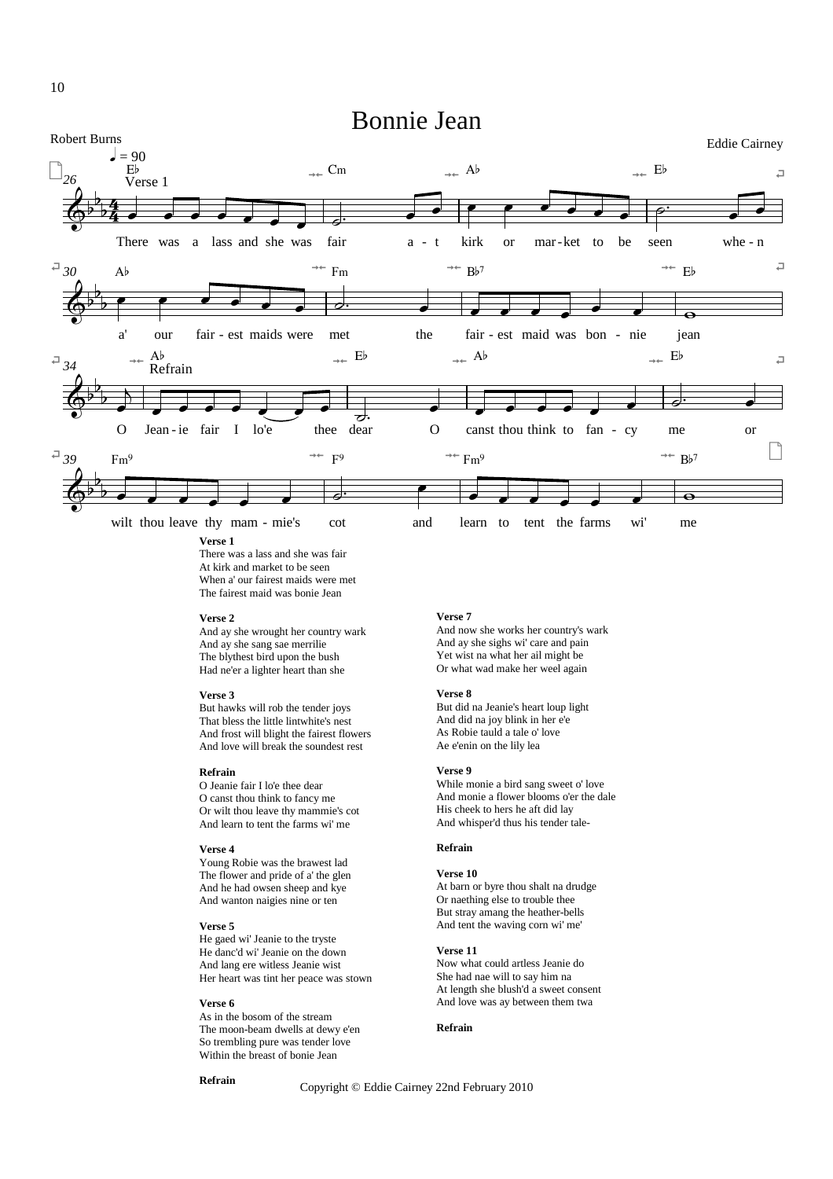# Bonnie Jean

Robert Burns

Eddie Cairney

**Verse 1**
There was a lass and she was fair
At kirk and market to be seen
When a' our fairest maids were met
The fairest maid was bonie Jean

**Verse 2**
And ay she wrought her country wark
And ay she sang sae merrilie
The blythest bird upon the bush
Had ne'er a lighter heart than she

**Verse 3**
But hawks will rob the tender joys
That bless the little lintwhite's nest
And frost will blight the fairest flowers
And love will break the soundest rest

**Refrain**
O Jeanie fair I lo'e thee dear
O canst thou think to fancy me
Or wilt thou leave thy mammie's cot
And learn to tent the farms wi' me

**Verse 4**
Young Robie was the brawest lad
The flower and pride of a' the glen
And he had owsen sheep and kye
And wanton naigies nine or ten

**Verse 5**
He gaed wi' Jeanie to the tryste
He danc'd wi' Jeanie on the down
And lang ere witless Jeanie wist
Her heart was tint her peace was stown

**Verse 6**
As in the bosom of the stream
The moon-beam dwells at dewy e'en
So trembling pure was tender love
Within the breast of bonie Jean

**Refrain**

**Verse 7**
And now she works her country's wark
And ay she sighs wi' care and pain
Yet wist na what her ail might be
Or what wad make her weel again

**Verse 8**
But did na Jeanie's heart loup light
And did na joy blink in her e'e
As Robie tauld a tale o' love
Ae e'enin on the lily lea

**Verse 9**
While monie a bird sang sweet o' love
And monie a flower blooms o'er the dale
His cheek to hers he aft did lay
And whisper'd thus his tender tale-

**Refrain**

**Verse 10**
At barn or byre thou shalt na drudge
Or naething else to trouble thee
But stray amang the heather-bells
And tent the waving corn wi' me'

**Verse 11**
Now what could artless Jeanie do
She had nae will to say him na
At length she blush'd a sweet consent
And love was ay between them twa

**Refrain**

Copyright © Eddie Cairney 22nd February 2010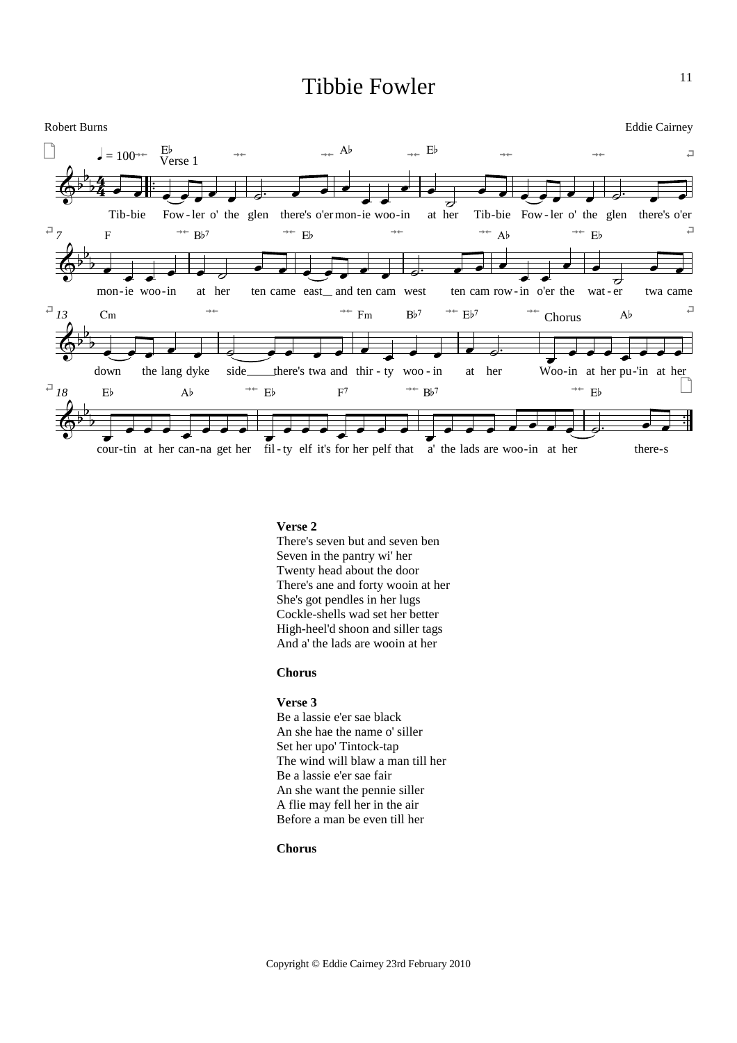# Tibbie Fowler

Robert Burns

Eddie Cairney

**Verse 2**
There's seven but and seven ben
Seven in the pantry wi' her
Twenty head about the door
There's ane and forty wooin at her
She's got pendles in her lugs
Cockle-shells wad set her better
High-heel'd shoon and siller tags
And a' the lads are wooin at her

**Chorus**

**Verse 3**
Be a lassie e'er sae black
An she hae the name o' siller
Set her upo' Tintock-tap
The wind will blaw a man till her
Be a lassie e'er sae fair
An she want the pennie siller
A flie may fell her in the air
Before a man be even till her

**Chorus**

Copyright © Eddie Cairney 23rd February 2010